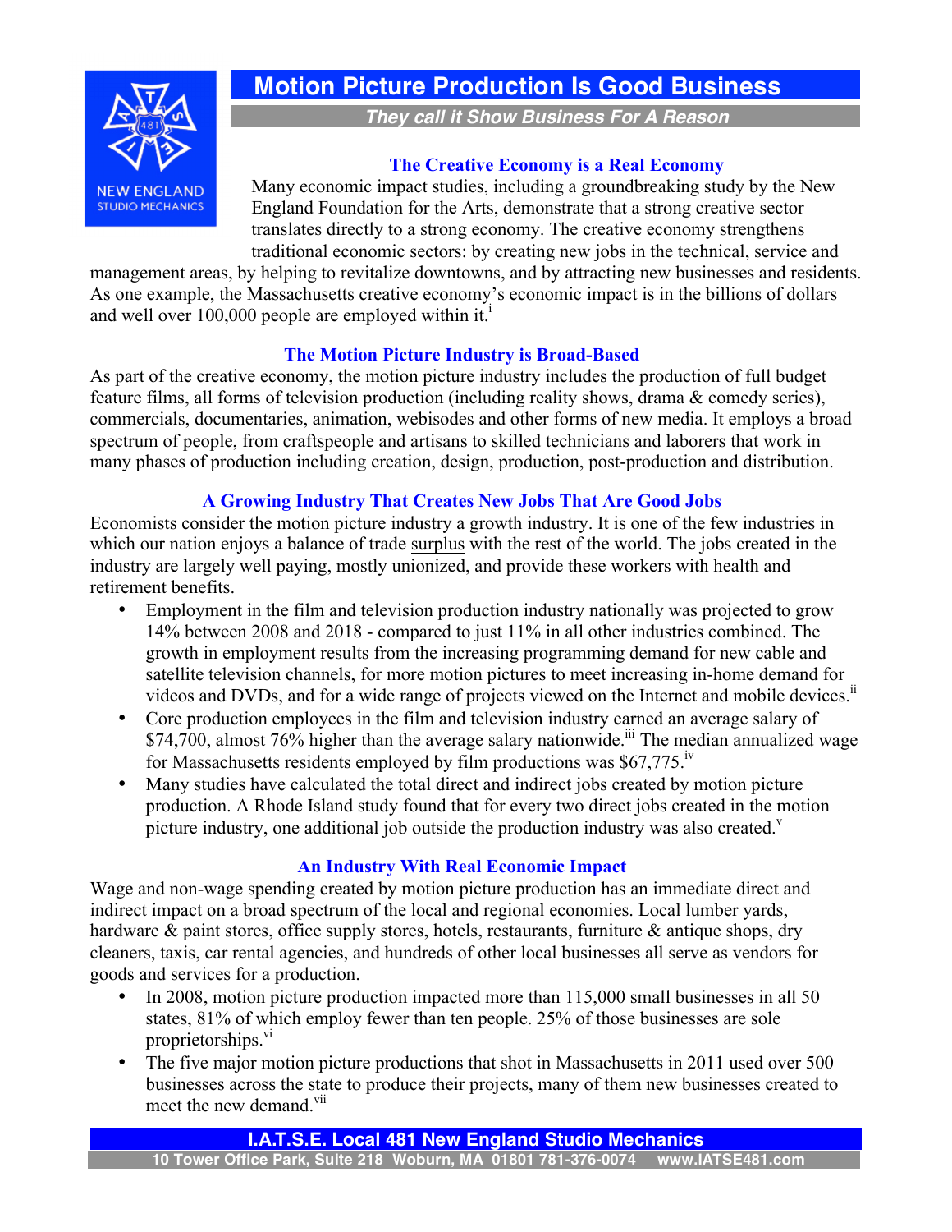# Motion Picture Production Is Good Business

***They call it Show Business For A Reason***

NEW ENGLAND STUDIO MECHANICS

### The Creative Economy is a Real Economy

Many economic impact studies, including a groundbreaking study by the New England Foundation for the Arts, demonstrate that a strong creative sector translates directly to a strong economy. The creative economy strengthens traditional economic sectors: by creating new jobs in the technical, service and management areas, by helping to revitalize downtowns, and by attracting new businesses and residents. As one example, the Massachusetts creative economy's economic impact is in the billions of dollars and well over 100,000 people are employed within it.[i]

### The Motion Picture Industry is Broad-Based

As part of the creative economy, the motion picture industry includes the production of full budget feature films, all forms of television production (including reality shows, drama & comedy series), commercials, documentaries, animation, webisodes and other forms of new media. It employs a broad spectrum of people, from craftspeople and artisans to skilled technicians and laborers that work in many phases of production including creation, design, production, post-production and distribution.

### A Growing Industry That Creates New Jobs That Are Good Jobs

Economists consider the motion picture industry a growth industry. It is one of the few industries in which our nation enjoys a balance of trade surplus with the rest of the world. The jobs created in the industry are largely well paying, mostly unionized, and provide these workers with health and retirement benefits.

- Employment in the film and television production industry nationally was projected to grow 14% between 2008 and 2018 - compared to just 11% in all other industries combined. The growth in employment results from the increasing programming demand for new cable and satellite television channels, for more motion pictures to meet increasing in-home demand for videos and DVDs, and for a wide range of projects viewed on the Internet and mobile devices.[ii]
- Core production employees in the film and television industry earned an average salary of $74,700, almost 76% higher than the average salary nationwide.[iii] The median annualized wage for Massachusetts residents employed by film productions was $67,775.[iv]
- Many studies have calculated the total direct and indirect jobs created by motion picture production. A Rhode Island study found that for every two direct jobs created in the motion picture industry, one additional job outside the production industry was also created.[v]

### An Industry With Real Economic Impact

Wage and non-wage spending created by motion picture production has an immediate direct and indirect impact on a broad spectrum of the local and regional economies. Local lumber yards, hardware & paint stores, office supply stores, hotels, restaurants, furniture & antique shops, dry cleaners, taxis, car rental agencies, and hundreds of other local businesses all serve as vendors for goods and services for a production.

- In 2008, motion picture production impacted more than 115,000 small businesses in all 50 states, 81% of which employ fewer than ten people. 25% of those businesses are sole proprietorships.[vi]
- The five major motion picture productions that shot in Massachusetts in 2011 used over 500 businesses across the state to produce their projects, many of them new businesses created to meet the new demand.[vii]

**I.A.T.S.E. Local 481 New England Studio Mechanics**

**10 Tower Office Park, Suite 218 Woburn, MA 01801 781-376-0074 www.IATSE481.com**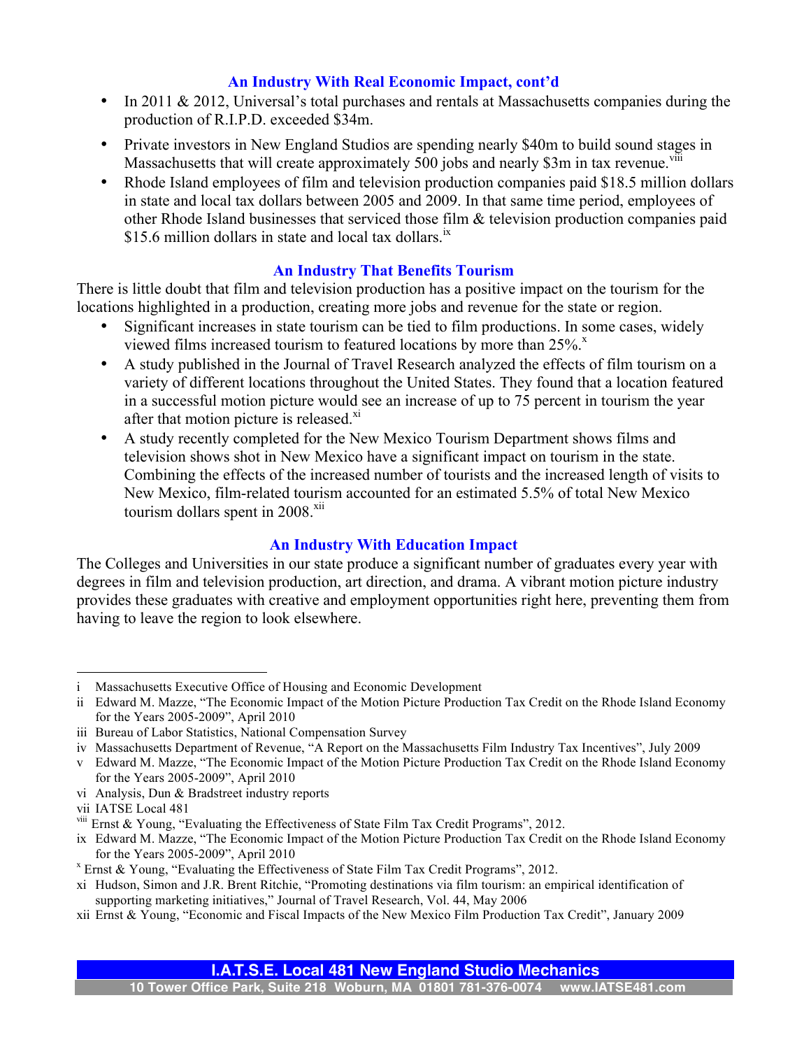## An Industry With Real Economic Impact, cont'd

- In 2011 & 2012, Universal's total purchases and rentals at Massachusetts companies during the production of R.I.P.D. exceeded $34m.
- Private investors in New England Studios are spending nearly $40m to build sound stages in Massachusetts that will create approximately 500 jobs and nearly $3m in tax revenue.[viii]
- Rhode Island employees of film and television production companies paid $18.5 million dollars in state and local tax dollars between 2005 and 2009. In that same time period, employees of other Rhode Island businesses that serviced those film & television production companies paid $15.6 million dollars in state and local tax dollars.[ix]

## An Industry That Benefits Tourism

There is little doubt that film and television production has a positive impact on the tourism for the locations highlighted in a production, creating more jobs and revenue for the state or region.

- Significant increases in state tourism can be tied to film productions. In some cases, widely viewed films increased tourism to featured locations by more than 25%.[x]
- A study published in the Journal of Travel Research analyzed the effects of film tourism on a variety of different locations throughout the United States. They found that a location featured in a successful motion picture would see an increase of up to 75 percent in tourism the year after that motion picture is released.[xi]
- A study recently completed for the New Mexico Tourism Department shows films and television shows shot in New Mexico have a significant impact on tourism in the state. Combining the effects of the increased number of tourists and the increased length of visits to New Mexico, film-related tourism accounted for an estimated 5.5% of total New Mexico tourism dollars spent in 2008.[xii]

## An Industry With Education Impact

The Colleges and Universities in our state produce a significant number of graduates every year with degrees in film and television production, art direction, and drama. A vibrant motion picture industry provides these graduates with creative and employment opportunities right here, preventing them from having to leave the region to look elsewhere.

---

i Massachusetts Executive Office of Housing and Economic Development

ii Edward M. Mazze, "The Economic Impact of the Motion Picture Production Tax Credit on the Rhode Island Economy for the Years 2005-2009", April 2010

iii Bureau of Labor Statistics, National Compensation Survey

iv Massachusetts Department of Revenue, "A Report on the Massachusetts Film Industry Tax Incentives", July 2009

v Edward M. Mazze, "The Economic Impact of the Motion Picture Production Tax Credit on the Rhode Island Economy for the Years 2005-2009", April 2010

vi Analysis, Dun & Bradstreet industry reports

vii IATSE Local 481

viii Ernst & Young, "Evaluating the Effectiveness of State Film Tax Credit Programs", 2012.

ix Edward M. Mazze, "The Economic Impact of the Motion Picture Production Tax Credit on the Rhode Island Economy for the Years 2005-2009", April 2010

x Ernst & Young, "Evaluating the Effectiveness of State Film Tax Credit Programs", 2012.

xi Hudson, Simon and J.R. Brent Ritchie, "Promoting destinations via film tourism: an empirical identification of supporting marketing initiatives," Journal of Travel Research, Vol. 44, May 2006

xii Ernst & Young, "Economic and Fiscal Impacts of the New Mexico Film Production Tax Credit", January 2009

**I.A.T.S.E. Local 481 New England Studio Mechanics**
**10 Tower Office Park, Suite 218 Woburn, MA 01801 781-376-0074 www.IATSE481.com**